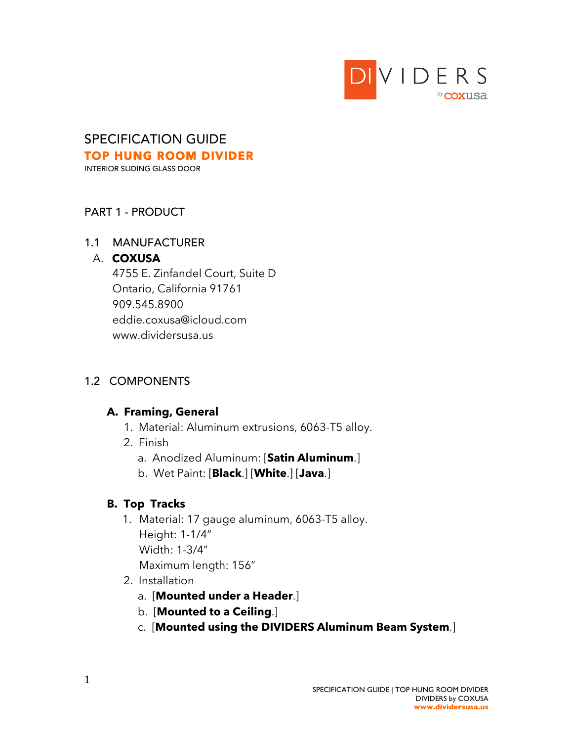# SPECIFICATION GUIDE

## TOP HUNG ROOM DIVIDER

INTERIOR SLIDING GLASS DOOR

## PART 1 - PRODUCT

### 1.1 MANUFACTURER

A. **COXUSA**
4755 E. Zinfandel Court, Suite D
Ontario, California 91761
909.545.8900
eddie.coxusa@icloud.com
www.dividersusa.us

### 1.2 COMPONENTS

**A. Framing, General**

1. Material: Aluminum extrusions, 6063-T5 alloy.
2. Finish
   a. Anodized Aluminum: [**Satin Aluminum**.]
   b. Wet Paint: [**Black**.] [**White**.] [**Java**.]

**B. Top Tracks**

1. Material: 17 gauge aluminum, 6063-T5 alloy.
   Height: 1-1/4"
   Width: 1-3/4"
   Maximum length: 156"
2. Installation
   a. [**Mounted under a Header**.]
   b. [**Mounted to a Ceiling**.]
   c. [**Mounted using the DIVIDERS Aluminum Beam System**.]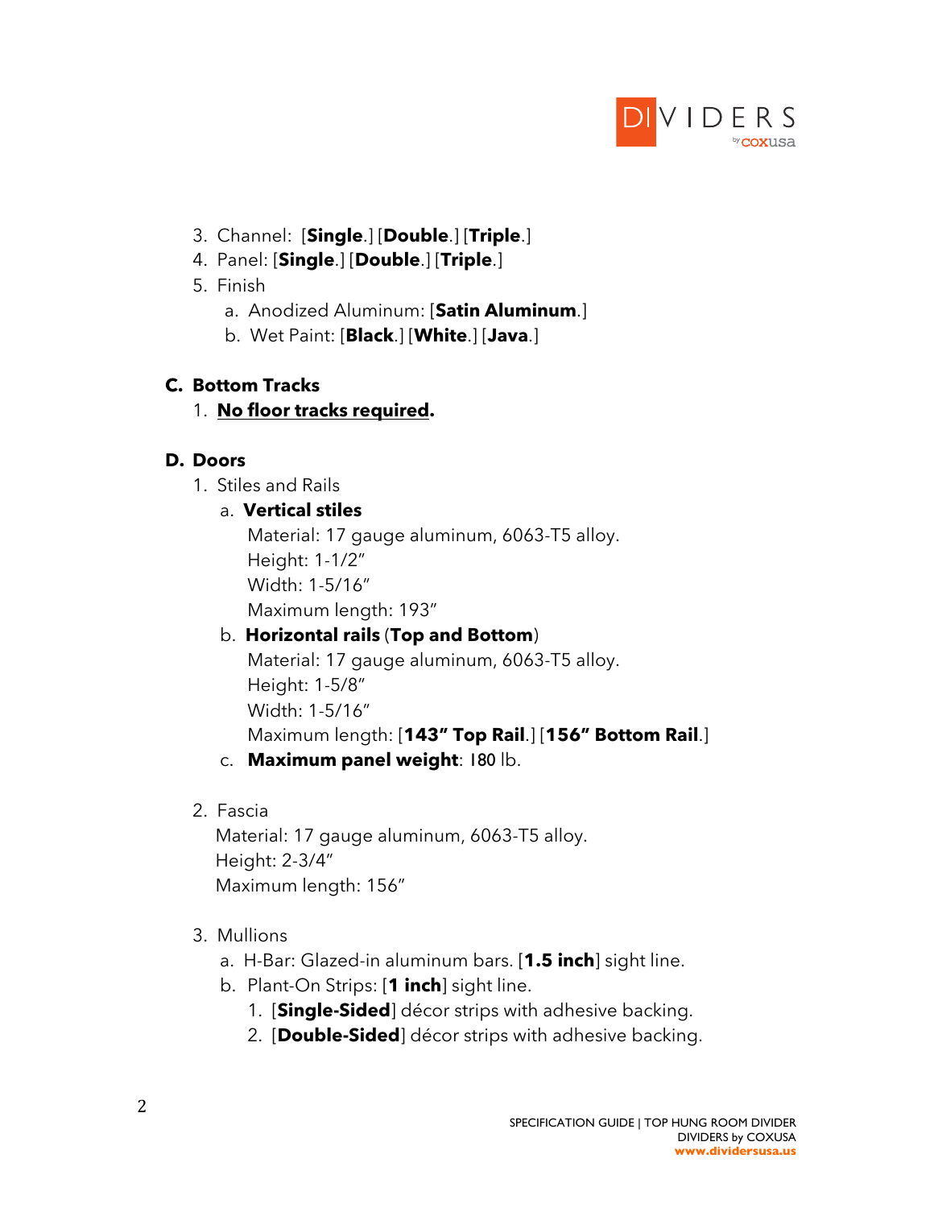3. Channel: [**Single**.] [**Double**.] [**Triple**.]
4. Panel: [**Single**.] [**Double**.] [**Triple**.]
5. Finish
   a. Anodized Aluminum: [**Satin Aluminum**.]
   b. Wet Paint: [**Black**.] [**White**.] [**Java**.]

**C. Bottom Tracks**

1. <u>**No floor tracks required**</u>**.**

**D. Doors**

1. Stiles and Rails
   a. **Vertical stiles**
      Material: 17 gauge aluminum, 6063-T5 alloy.
      Height: 1-1/2"
      Width: 1-5/16"
      Maximum length: 193"
   b. **Horizontal rails** (**Top and Bottom**)
      Material: 17 gauge aluminum, 6063-T5 alloy.
      Height: 1-5/8"
      Width: 1-5/16"
      Maximum length: [**143" Top Rail**.] [**156" Bottom Rail**.]
   c. **Maximum panel weight**: 180 lb.

2. Fascia
   Material: 17 gauge aluminum, 6063-T5 alloy.
   Height: 2-3/4"
   Maximum length: 156"

3. Mullions
   a. H-Bar: Glazed-in aluminum bars. [**1.5 inch**] sight line.
   b. Plant-On Strips: [**1 inch**] sight line.
      1. [**Single-Sided**] décor strips with adhesive backing.
      2. [**Double-Sided**] décor strips with adhesive backing.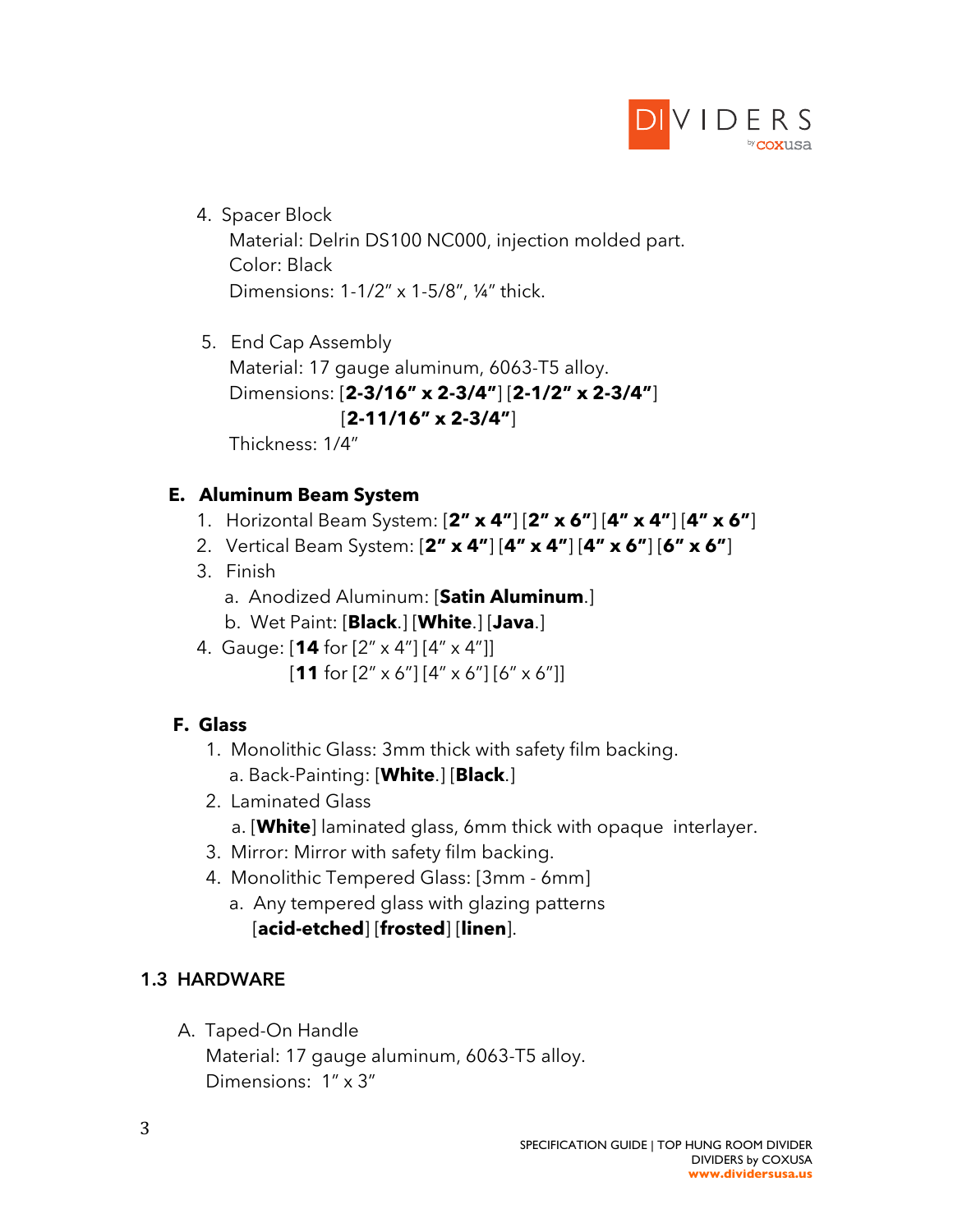4. Spacer Block
   Material: Delrin DS100 NC000, injection molded part.
   Color: Black
   Dimensions: 1-1/2" x 1-5/8", ¼" thick.

5. End Cap Assembly
   Material: 17 gauge aluminum, 6063-T5 alloy.
   Dimensions: [**2-3/16" x 2-3/4"**] [**2-1/2" x 2-3/4"**]
   [**2-11/16" x 2-3/4"**]
   Thickness: 1/4"

**E. Aluminum Beam System**

1. Horizontal Beam System: [**2" x 4"**] [**2" x 6"**] [**4" x 4"**] [**4" x 6"**]
2. Vertical Beam System: [**2" x 4"**] [**4" x 4"**] [**4" x 6"**] [**6" x 6"**]
3. Finish
   a. Anodized Aluminum: [**Satin Aluminum**.]
   b. Wet Paint: [**Black**.] [**White**.] [**Java**.]
4. Gauge: [**14** for [2" x 4"] [4" x 4"]]
   [**11** for [2" x 6"] [4" x 6"] [6" x 6"]]

**F. Glass**

1. Monolithic Glass: 3mm thick with safety film backing.
   a. Back-Painting: [**White**.] [**Black**.]
2. Laminated Glass
   a. [**White**] laminated glass, 6mm thick with opaque interlayer.
3. Mirror: Mirror with safety film backing.
4. Monolithic Tempered Glass: [3mm - 6mm]
   a. Any tempered glass with glazing patterns
      [**acid-etched**] [**frosted**] [**linen**].

## 1.3 HARDWARE

A. Taped-On Handle
   Material: 17 gauge aluminum, 6063-T5 alloy.
   Dimensions: 1" x 3"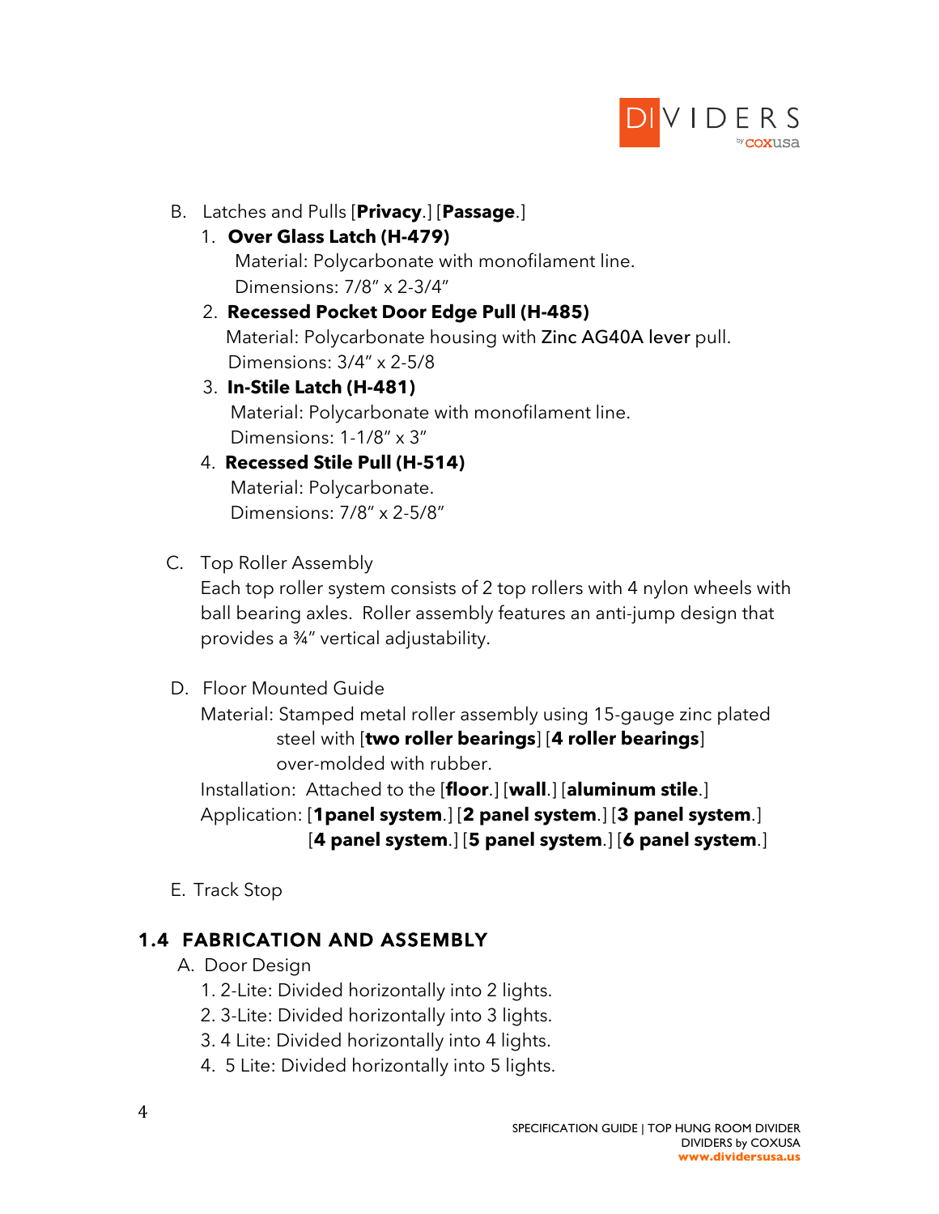B. Latches and Pulls [**Privacy**.] [**Passage**.]

1. **Over Glass Latch (H-479)**
   Material: Polycarbonate with monofilament line.
   Dimensions: 7/8" x 2-3/4"
2. **Recessed Pocket Door Edge Pull (H-485)**
   Material: Polycarbonate housing with Zinc AG40A lever pull.
   Dimensions: 3/4" x 2-5/8
3. **In-Stile Latch (H-481)**
   Material: Polycarbonate with monofilament line.
   Dimensions: 1-1/8" x 3"
4. **Recessed Stile Pull (H-514)**
   Material: Polycarbonate.
   Dimensions: 7/8" x 2-5/8"

C. Top Roller Assembly
Each top roller system consists of 2 top rollers with 4 nylon wheels with ball bearing axles. Roller assembly features an anti-jump design that provides a ¾" vertical adjustability.

D. Floor Mounted Guide
Material: Stamped metal roller assembly using 15-gauge zinc plated steel with [**two roller bearings**] [**4 roller bearings**] over-molded with rubber.
Installation: Attached to the [**floor**.] [**wall**.] [**aluminum stile**.]
Application: [**1panel system**.] [**2 panel system**.] [**3 panel system**.] [**4 panel system**.] [**5 panel system**.] [**6 panel system**.]

E. Track Stop

## 1.4 FABRICATION AND ASSEMBLY

A. Door Design

1. 2-Lite: Divided horizontally into 2 lights.
2. 3-Lite: Divided horizontally into 3 lights.
3. 4 Lite: Divided horizontally into 4 lights.
4. 5 Lite: Divided horizontally into 5 lights.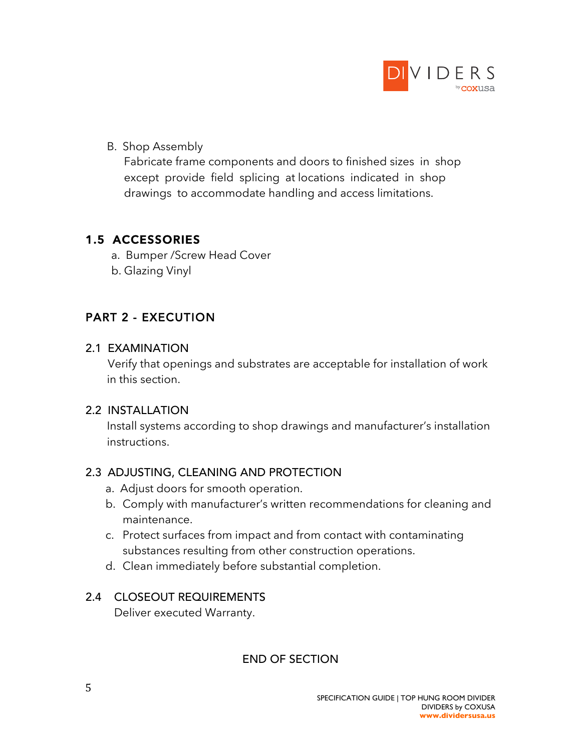B. Shop Assembly

Fabricate frame components and doors to finished sizes in shop except provide field splicing at locations indicated in shop drawings to accommodate handling and access limitations.

## 1.5 ACCESSORIES

a. Bumper /Screw Head Cover

b. Glazing Vinyl

# PART 2 - EXECUTION

## 2.1 EXAMINATION

Verify that openings and substrates are acceptable for installation of work in this section.

## 2.2 INSTALLATION

Install systems according to shop drawings and manufacturer's installation instructions.

## 2.3 ADJUSTING, CLEANING AND PROTECTION

a. Adjust doors for smooth operation.

b. Comply with manufacturer's written recommendations for cleaning and maintenance.

c. Protect surfaces from impact and from contact with contaminating substances resulting from other construction operations.

d. Clean immediately before substantial completion.

## 2.4 CLOSEOUT REQUIREMENTS

Deliver executed Warranty.

END OF SECTION